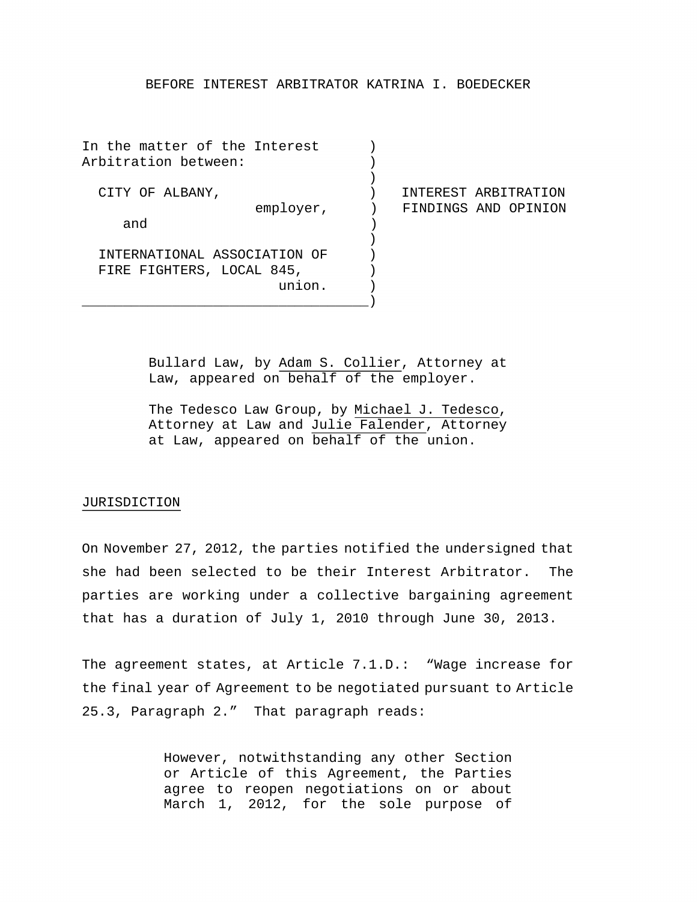BEFORE INTEREST ARBITRATOR KATRINA I. BOEDECKER

| | |
|---|---|
| In the matter of the Interest Arbitration between:<br><br>CITY OF ALBANY, employer,<br><br>and<br><br>INTERNATIONAL ASSOCIATION OF FIRE FIGHTERS, LOCAL 845, union. | INTEREST ARBITRATION FINDINGS AND OPINION |

Bullard Law, by Adam S. Collier, Attorney at Law, appeared on behalf of the employer.

The Tedesco Law Group, by Michael J. Tedesco, Attorney at Law and Julie Falender, Attorney at Law, appeared on behalf of the union.

## JURISDICTION

On November 27, 2012, the parties notified the undersigned that she had been selected to be their Interest Arbitrator. The parties are working under a collective bargaining agreement that has a duration of July 1, 2010 through June 30, 2013.

The agreement states, at Article 7.1.D.: "Wage increase for the final year of Agreement to be negotiated pursuant to Article 25.3, Paragraph 2." That paragraph reads:

> However, notwithstanding any other Section or Article of this Agreement, the Parties agree to reopen negotiations on or about March 1, 2012, for the sole purpose of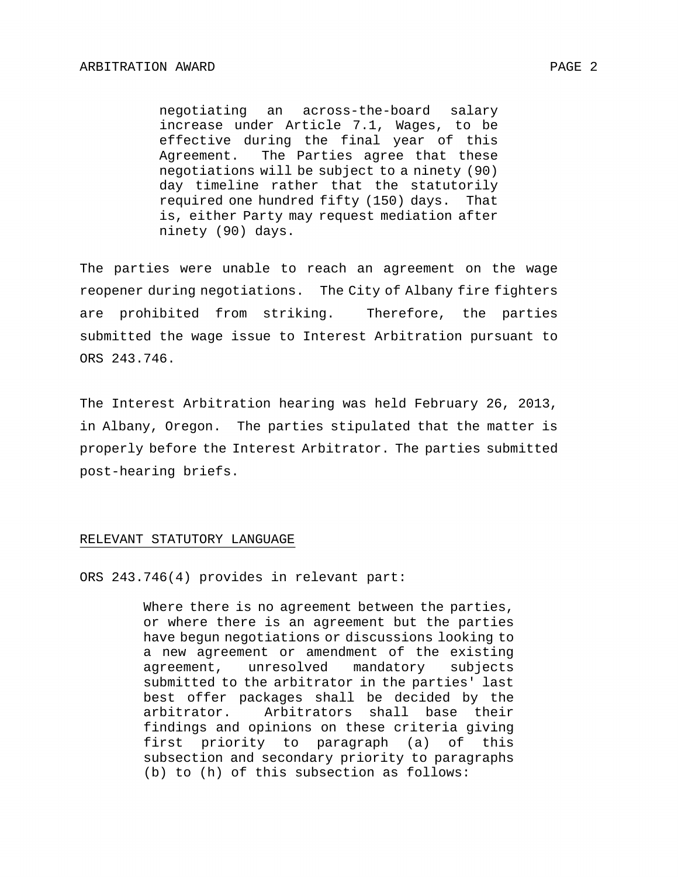> negotiating an across-the-board salary increase under Article 7.1, Wages, to be effective during the final year of this Agreement. The Parties agree that these negotiations will be subject to a ninety (90) day timeline rather that the statutorily required one hundred fifty (150) days. That is, either Party may request mediation after ninety (90) days.

The parties were unable to reach an agreement on the wage reopener during negotiations. The City of Albany fire fighters are prohibited from striking. Therefore, the parties submitted the wage issue to Interest Arbitration pursuant to ORS 243.746.

The Interest Arbitration hearing was held February 26, 2013, in Albany, Oregon. The parties stipulated that the matter is properly before the Interest Arbitrator. The parties submitted post-hearing briefs.

## RELEVANT STATUTORY LANGUAGE

ORS 243.746(4) provides in relevant part:

> Where there is no agreement between the parties, or where there is an agreement but the parties have begun negotiations or discussions looking to a new agreement or amendment of the existing agreement, unresolved mandatory subjects submitted to the arbitrator in the parties' last best offer packages shall be decided by the arbitrator. Arbitrators shall base their findings and opinions on these criteria giving first priority to paragraph (a) of this subsection and secondary priority to paragraphs (b) to (h) of this subsection as follows: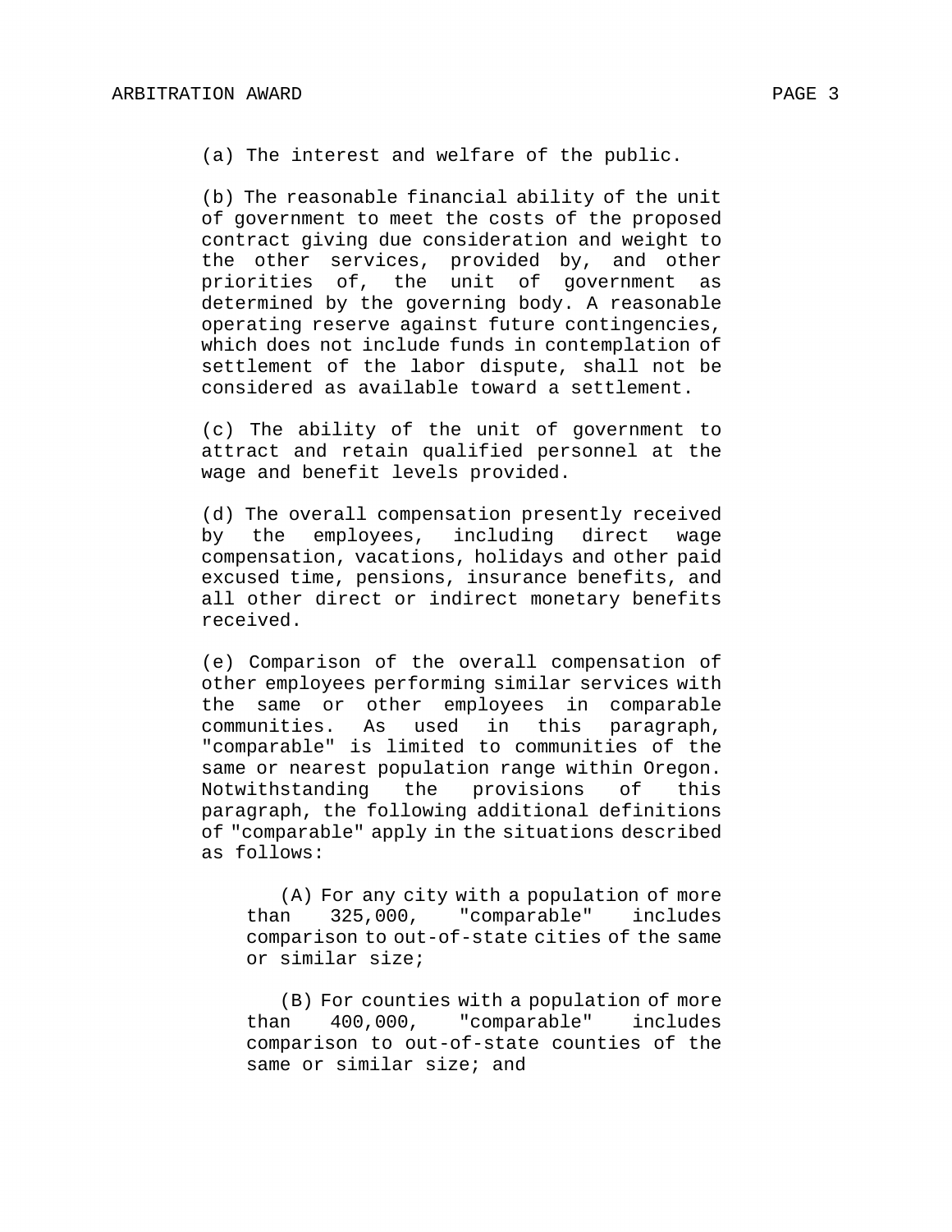(a) The interest and welfare of the public.

(b) The reasonable financial ability of the unit of government to meet the costs of the proposed contract giving due consideration and weight to the other services, provided by, and other priorities of, the unit of government as determined by the governing body. A reasonable operating reserve against future contingencies, which does not include funds in contemplation of settlement of the labor dispute, shall not be considered as available toward a settlement.

(c) The ability of the unit of government to attract and retain qualified personnel at the wage and benefit levels provided.

(d) The overall compensation presently received by the employees, including direct wage compensation, vacations, holidays and other paid excused time, pensions, insurance benefits, and all other direct or indirect monetary benefits received.

(e) Comparison of the overall compensation of other employees performing similar services with the same or other employees in comparable communities. As used in this paragraph, "comparable" is limited to communities of the same or nearest population range within Oregon. Notwithstanding the provisions of this paragraph, the following additional definitions of "comparable" apply in the situations described as follows:

> (A) For any city with a population of more than 325,000, "comparable" includes comparison to out-of-state cities of the same or similar size;
>
> (B) For counties with a population of more than 400,000, "comparable" includes comparison to out-of-state counties of the same or similar size; and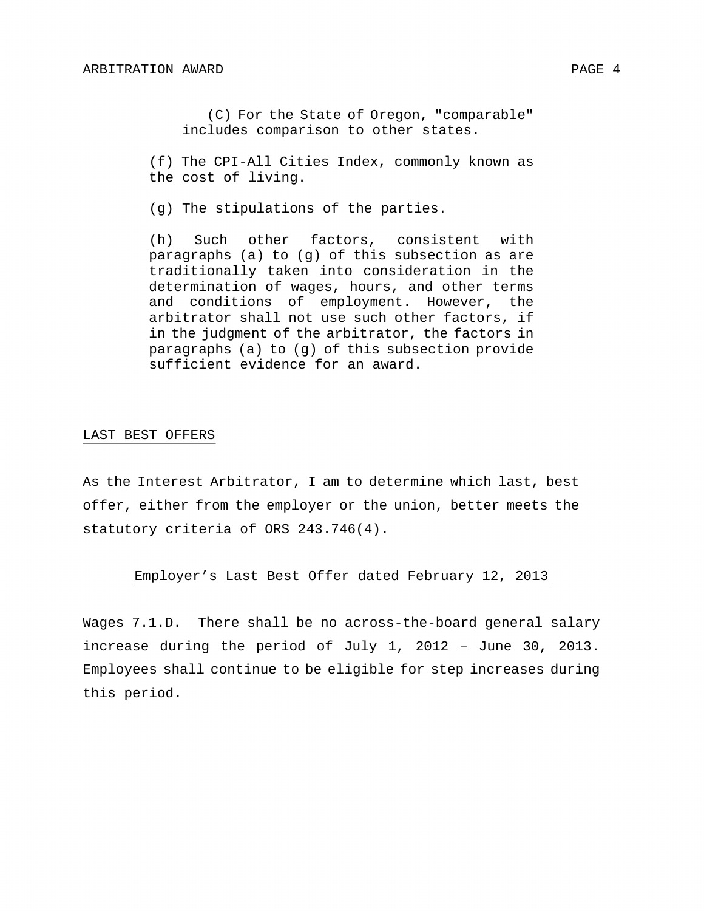(C) For the State of Oregon, "comparable" includes comparison to other states.

(f) The CPI-All Cities Index, commonly known as the cost of living.

(g) The stipulations of the parties.

(h) Such other factors, consistent with paragraphs (a) to (g) of this subsection as are traditionally taken into consideration in the determination of wages, hours, and other terms and conditions of employment. However, the arbitrator shall not use such other factors, if in the judgment of the arbitrator, the factors in paragraphs (a) to (g) of this subsection provide sufficient evidence for an award.

## LAST BEST OFFERS

As the Interest Arbitrator, I am to determine which last, best offer, either from the employer or the union, better meets the statutory criteria of ORS 243.746(4).

### Employer's Last Best Offer dated February 12, 2013

Wages 7.1.D. There shall be no across-the-board general salary increase during the period of July 1, 2012 – June 30, 2013. Employees shall continue to be eligible for step increases during this period.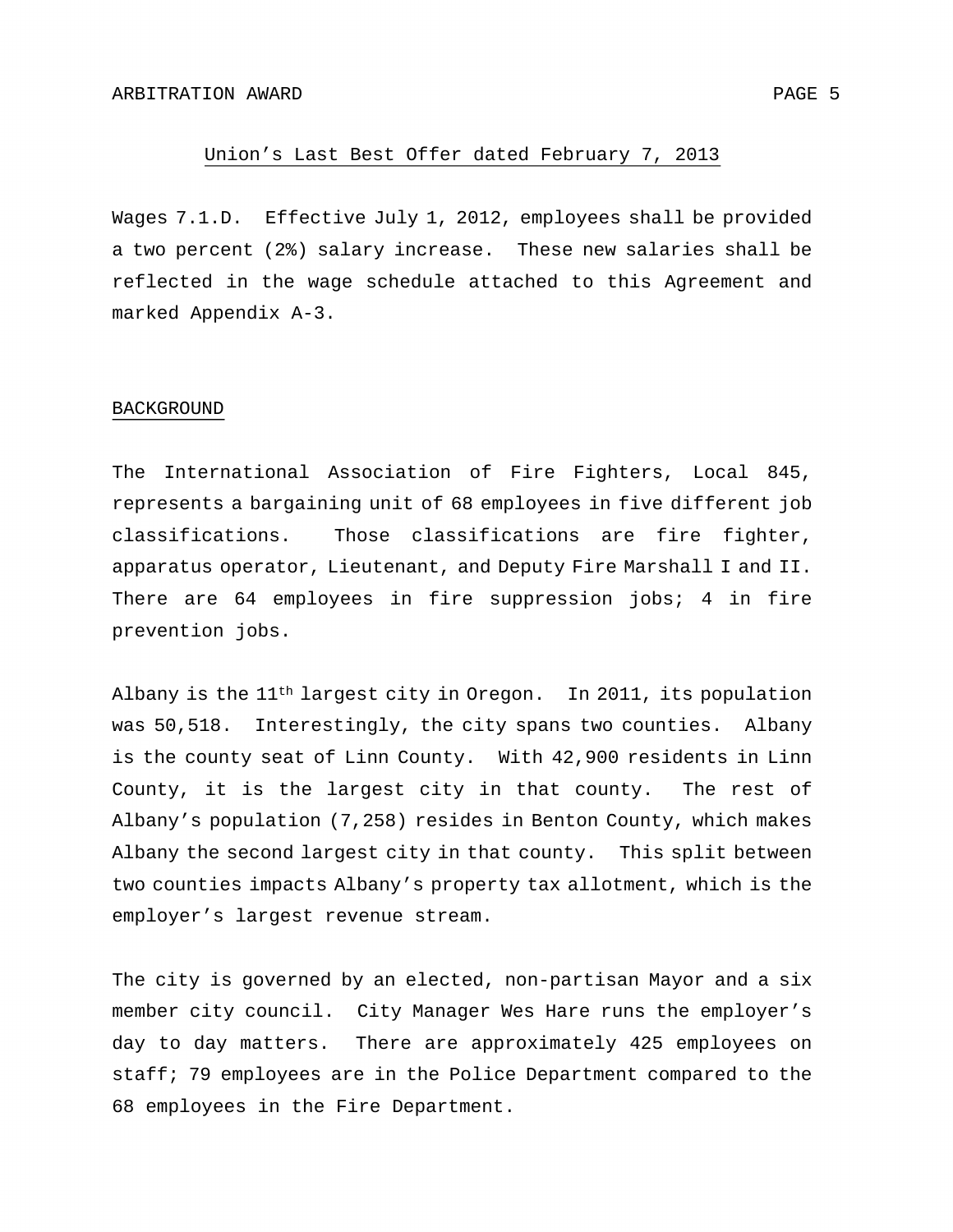## Union's Last Best Offer dated February 7, 2013

Wages 7.1.D. Effective July 1, 2012, employees shall be provided a two percent (2%) salary increase. These new salaries shall be reflected in the wage schedule attached to this Agreement and marked Appendix A-3.

## BACKGROUND

The International Association of Fire Fighters, Local 845, represents a bargaining unit of 68 employees in five different job classifications. Those classifications are fire fighter, apparatus operator, Lieutenant, and Deputy Fire Marshall I and II. There are 64 employees in fire suppression jobs; 4 in fire prevention jobs.

Albany is the 11th largest city in Oregon. In 2011, its population was 50,518. Interestingly, the city spans two counties. Albany is the county seat of Linn County. With 42,900 residents in Linn County, it is the largest city in that county. The rest of Albany's population (7,258) resides in Benton County, which makes Albany the second largest city in that county. This split between two counties impacts Albany's property tax allotment, which is the employer's largest revenue stream.

The city is governed by an elected, non-partisan Mayor and a six member city council. City Manager Wes Hare runs the employer's day to day matters. There are approximately 425 employees on staff; 79 employees are in the Police Department compared to the 68 employees in the Fire Department.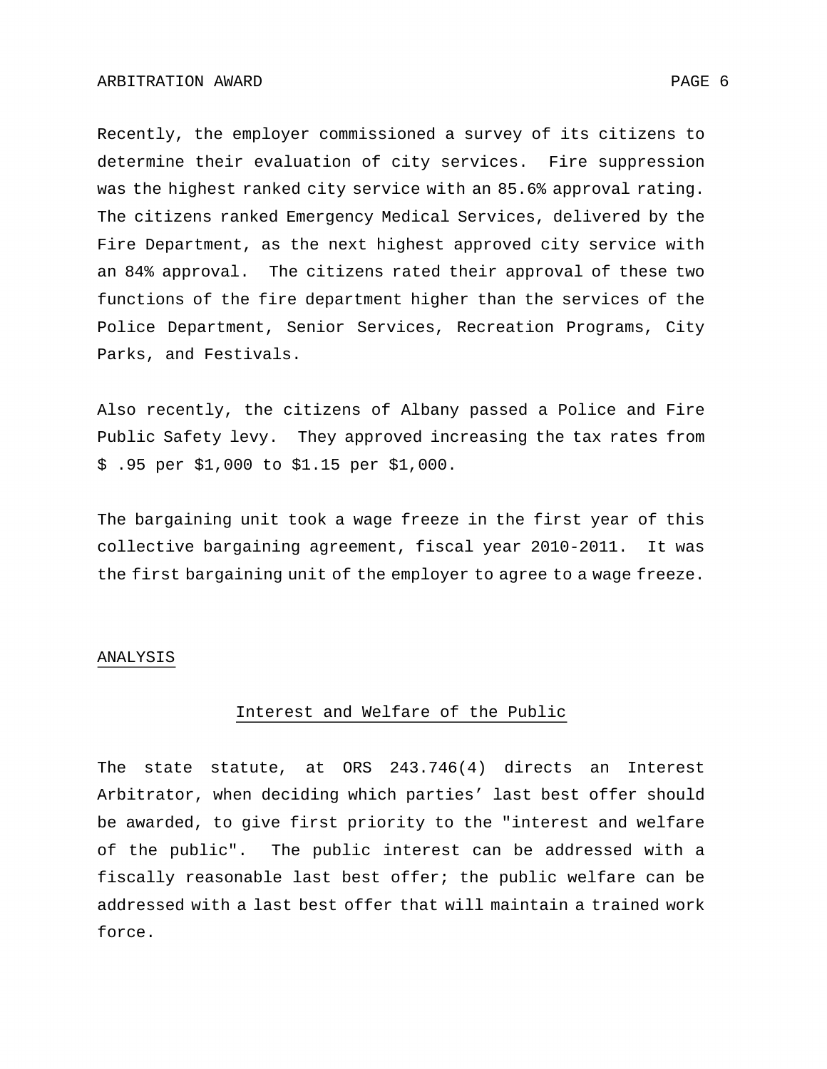Recently, the employer commissioned a survey of its citizens to determine their evaluation of city services. Fire suppression was the highest ranked city service with an 85.6% approval rating. The citizens ranked Emergency Medical Services, delivered by the Fire Department, as the next highest approved city service with an 84% approval. The citizens rated their approval of these two functions of the fire department higher than the services of the Police Department, Senior Services, Recreation Programs, City Parks, and Festivals.

Also recently, the citizens of Albany passed a Police and Fire Public Safety levy. They approved increasing the tax rates from $ .95 per $1,000 to $1.15 per $1,000.

The bargaining unit took a wage freeze in the first year of this collective bargaining agreement, fiscal year 2010-2011. It was the first bargaining unit of the employer to agree to a wage freeze.

## ANALYSIS

### Interest and Welfare of the Public

The state statute, at ORS 243.746(4) directs an Interest Arbitrator, when deciding which parties' last best offer should be awarded, to give first priority to the "interest and welfare of the public". The public interest can be addressed with a fiscally reasonable last best offer; the public welfare can be addressed with a last best offer that will maintain a trained work force.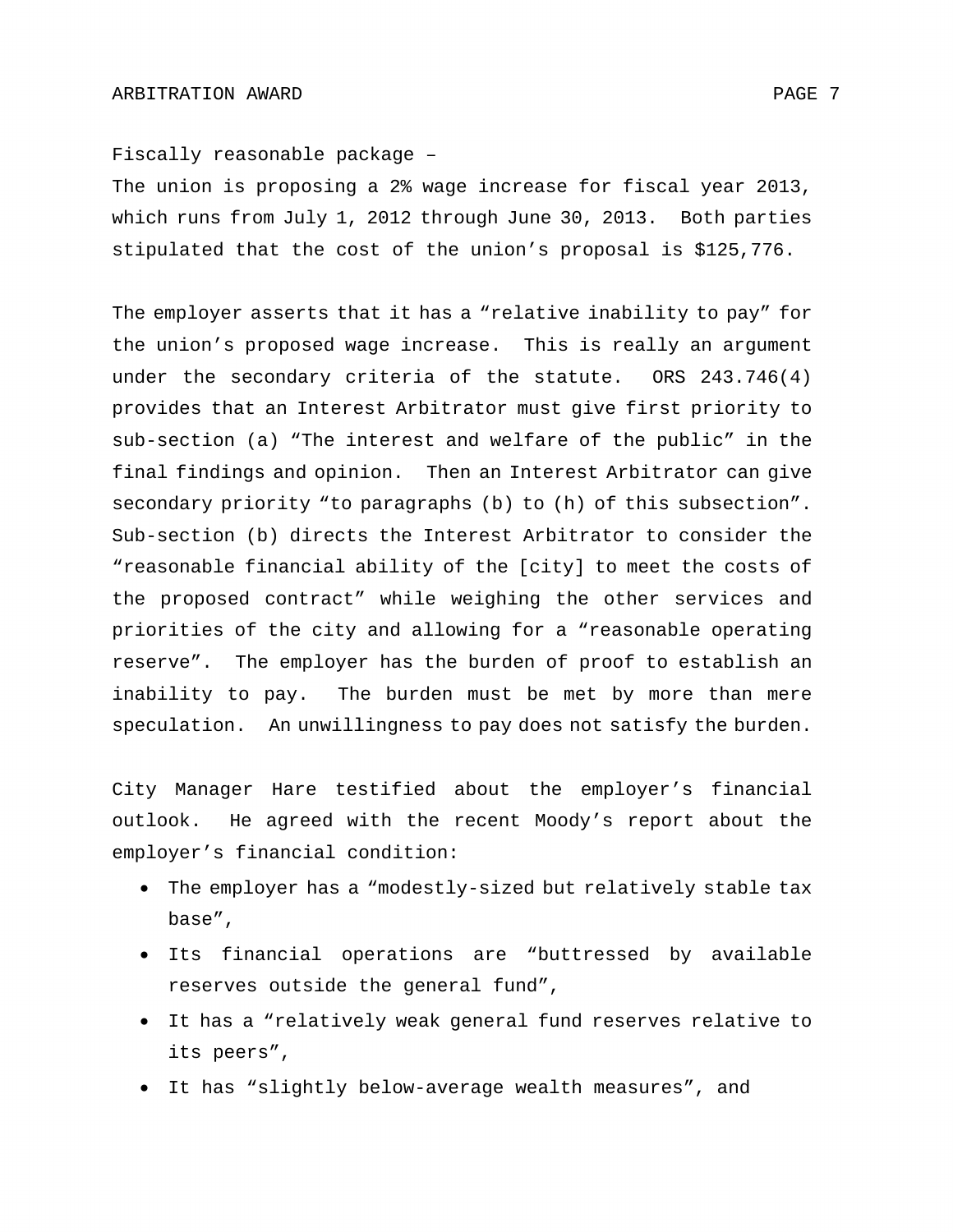Fiscally reasonable package –

The union is proposing a 2% wage increase for fiscal year 2013, which runs from July 1, 2012 through June 30, 2013. Both parties stipulated that the cost of the union's proposal is $125,776.

The employer asserts that it has a "relative inability to pay" for the union's proposed wage increase. This is really an argument under the secondary criteria of the statute. ORS 243.746(4) provides that an Interest Arbitrator must give first priority to sub-section (a) "The interest and welfare of the public" in the final findings and opinion. Then an Interest Arbitrator can give secondary priority "to paragraphs (b) to (h) of this subsection". Sub-section (b) directs the Interest Arbitrator to consider the "reasonable financial ability of the [city] to meet the costs of the proposed contract" while weighing the other services and priorities of the city and allowing for a "reasonable operating reserve". The employer has the burden of proof to establish an inability to pay. The burden must be met by more than mere speculation. An unwillingness to pay does not satisfy the burden.

City Manager Hare testified about the employer's financial outlook. He agreed with the recent Moody's report about the employer's financial condition:

- The employer has a "modestly-sized but relatively stable tax base",
- Its financial operations are "buttressed by available reserves outside the general fund",
- It has a "relatively weak general fund reserves relative to its peers",
- It has "slightly below-average wealth measures", and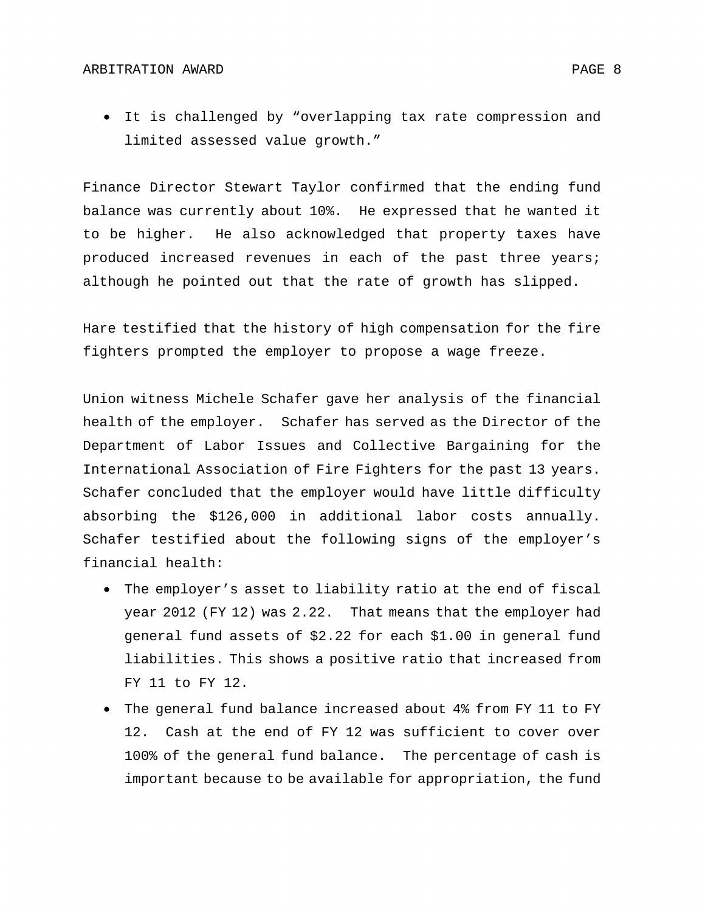- It is challenged by “overlapping tax rate compression and limited assessed value growth.”

Finance Director Stewart Taylor confirmed that the ending fund balance was currently about 10%. He expressed that he wanted it to be higher. He also acknowledged that property taxes have produced increased revenues in each of the past three years; although he pointed out that the rate of growth has slipped.

Hare testified that the history of high compensation for the fire fighters prompted the employer to propose a wage freeze.

Union witness Michele Schafer gave her analysis of the financial health of the employer. Schafer has served as the Director of the Department of Labor Issues and Collective Bargaining for the International Association of Fire Fighters for the past 13 years. Schafer concluded that the employer would have little difficulty absorbing the $126,000 in additional labor costs annually. Schafer testified about the following signs of the employer’s financial health:

- The employer’s asset to liability ratio at the end of fiscal year 2012 (FY 12) was 2.22. That means that the employer had general fund assets of $2.22 for each $1.00 in general fund liabilities. This shows a positive ratio that increased from FY 11 to FY 12.
- The general fund balance increased about 4% from FY 11 to FY 12. Cash at the end of FY 12 was sufficient to cover over 100% of the general fund balance. The percentage of cash is important because to be available for appropriation, the fund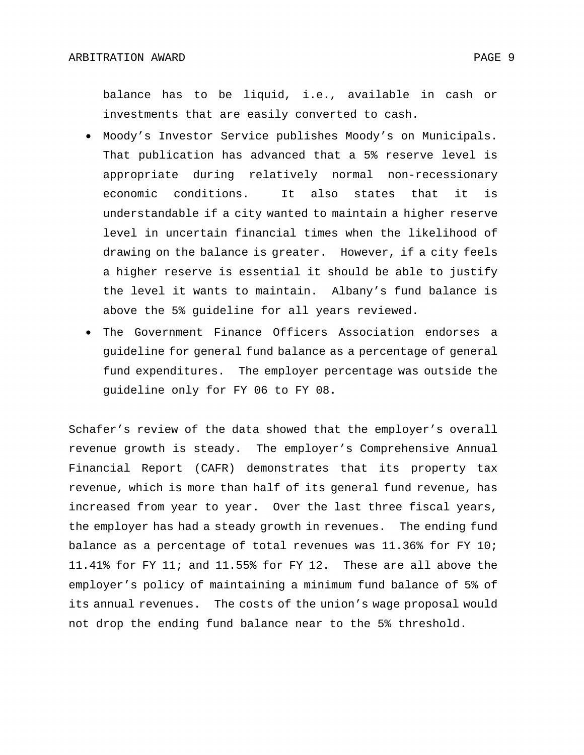balance has to be liquid, i.e., available in cash or investments that are easily converted to cash.

- Moody's Investor Service publishes Moody's on Municipals. That publication has advanced that a 5% reserve level is appropriate during relatively normal non-recessionary economic conditions. It also states that it is understandable if a city wanted to maintain a higher reserve level in uncertain financial times when the likelihood of drawing on the balance is greater. However, if a city feels a higher reserve is essential it should be able to justify the level it wants to maintain. Albany's fund balance is above the 5% guideline for all years reviewed.
- The Government Finance Officers Association endorses a guideline for general fund balance as a percentage of general fund expenditures. The employer percentage was outside the guideline only for FY 06 to FY 08.

Schafer's review of the data showed that the employer's overall revenue growth is steady. The employer's Comprehensive Annual Financial Report (CAFR) demonstrates that its property tax revenue, which is more than half of its general fund revenue, has increased from year to year. Over the last three fiscal years, the employer has had a steady growth in revenues. The ending fund balance as a percentage of total revenues was 11.36% for FY 10; 11.41% for FY 11; and 11.55% for FY 12. These are all above the employer's policy of maintaining a minimum fund balance of 5% of its annual revenues. The costs of the union's wage proposal would not drop the ending fund balance near to the 5% threshold.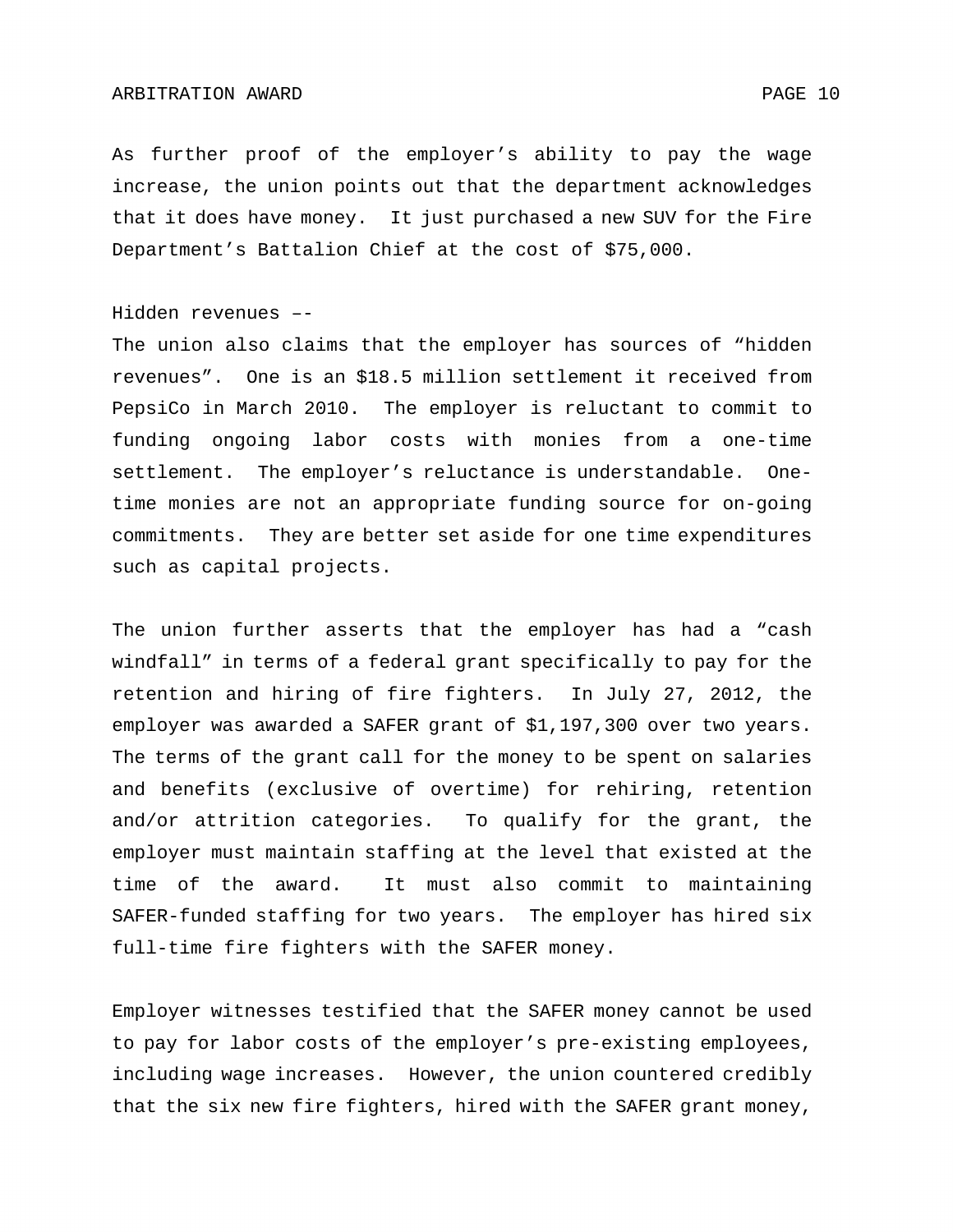As further proof of the employer's ability to pay the wage increase, the union points out that the department acknowledges that it does have money. It just purchased a new SUV for the Fire Department's Battalion Chief at the cost of $75,000.

Hidden revenues ––

The union also claims that the employer has sources of "hidden revenues". One is an $18.5 million settlement it received from PepsiCo in March 2010. The employer is reluctant to commit to funding ongoing labor costs with monies from a one-time settlement. The employer's reluctance is understandable. One-time monies are not an appropriate funding source for on-going commitments. They are better set aside for one time expenditures such as capital projects.

The union further asserts that the employer has had a "cash windfall" in terms of a federal grant specifically to pay for the retention and hiring of fire fighters. In July 27, 2012, the employer was awarded a SAFER grant of $1,197,300 over two years. The terms of the grant call for the money to be spent on salaries and benefits (exclusive of overtime) for rehiring, retention and/or attrition categories. To qualify for the grant, the employer must maintain staffing at the level that existed at the time of the award. It must also commit to maintaining SAFER-funded staffing for two years. The employer has hired six full-time fire fighters with the SAFER money.

Employer witnesses testified that the SAFER money cannot be used to pay for labor costs of the employer's pre-existing employees, including wage increases. However, the union countered credibly that the six new fire fighters, hired with the SAFER grant money,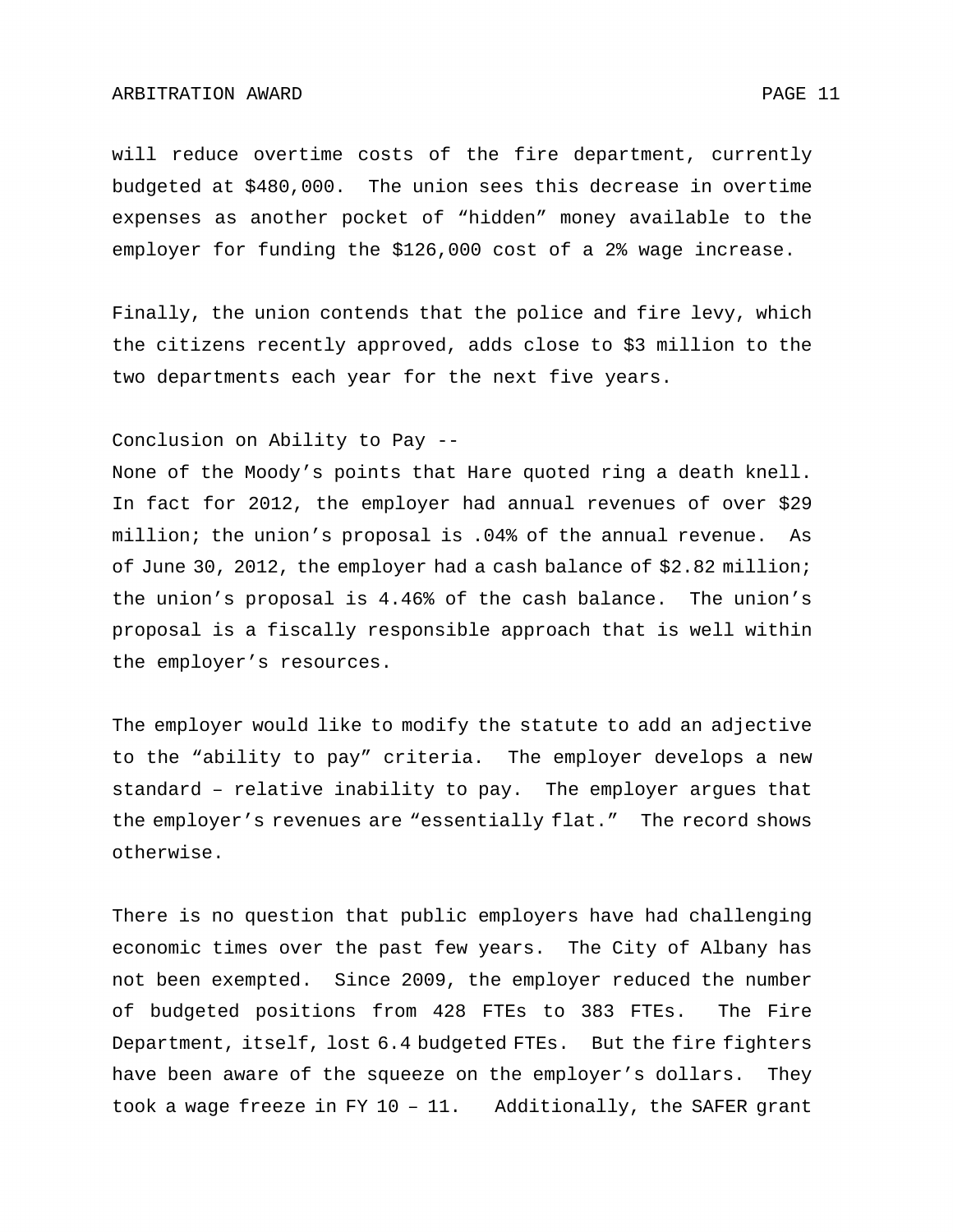will reduce overtime costs of the fire department, currently budgeted at $480,000. The union sees this decrease in overtime expenses as another pocket of "hidden" money available to the employer for funding the $126,000 cost of a 2% wage increase.

Finally, the union contends that the police and fire levy, which the citizens recently approved, adds close to $3 million to the two departments each year for the next five years.

Conclusion on Ability to Pay --

None of the Moody's points that Hare quoted ring a death knell. In fact for 2012, the employer had annual revenues of over $29 million; the union's proposal is .04% of the annual revenue. As of June 30, 2012, the employer had a cash balance of $2.82 million; the union's proposal is 4.46% of the cash balance. The union's proposal is a fiscally responsible approach that is well within the employer's resources.

The employer would like to modify the statute to add an adjective to the "ability to pay" criteria. The employer develops a new standard – relative inability to pay. The employer argues that the employer's revenues are "essentially flat." The record shows otherwise.

There is no question that public employers have had challenging economic times over the past few years. The City of Albany has not been exempted. Since 2009, the employer reduced the number of budgeted positions from 428 FTEs to 383 FTEs. The Fire Department, itself, lost 6.4 budgeted FTEs. But the fire fighters have been aware of the squeeze on the employer's dollars. They took a wage freeze in FY 10 – 11. Additionally, the SAFER grant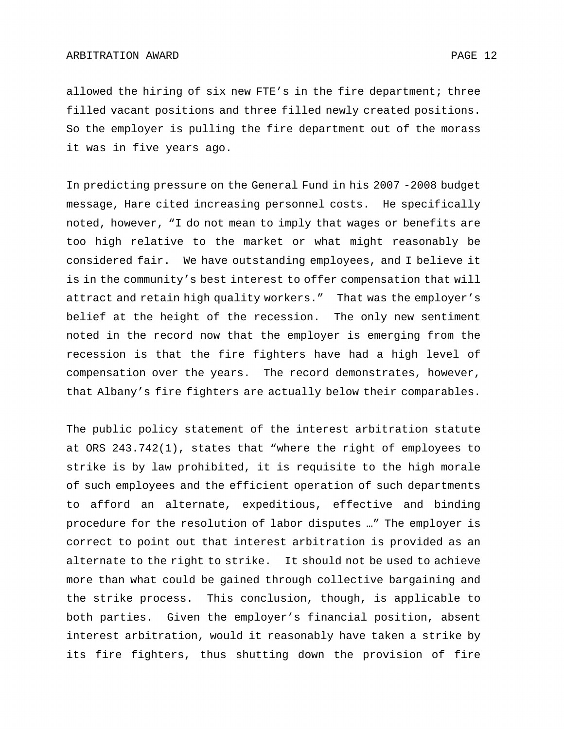allowed the hiring of six new FTE's in the fire department; three filled vacant positions and three filled newly created positions. So the employer is pulling the fire department out of the morass it was in five years ago.

In predicting pressure on the General Fund in his 2007 -2008 budget message, Hare cited increasing personnel costs. He specifically noted, however, "I do not mean to imply that wages or benefits are too high relative to the market or what might reasonably be considered fair. We have outstanding employees, and I believe it is in the community's best interest to offer compensation that will attract and retain high quality workers." That was the employer's belief at the height of the recession. The only new sentiment noted in the record now that the employer is emerging from the recession is that the fire fighters have had a high level of compensation over the years. The record demonstrates, however, that Albany's fire fighters are actually below their comparables.

The public policy statement of the interest arbitration statute at ORS 243.742(1), states that "where the right of employees to strike is by law prohibited, it is requisite to the high morale of such employees and the efficient operation of such departments to afford an alternate, expeditious, effective and binding procedure for the resolution of labor disputes …" The employer is correct to point out that interest arbitration is provided as an alternate to the right to strike. It should not be used to achieve more than what could be gained through collective bargaining and the strike process. This conclusion, though, is applicable to both parties. Given the employer's financial position, absent interest arbitration, would it reasonably have taken a strike by its fire fighters, thus shutting down the provision of fire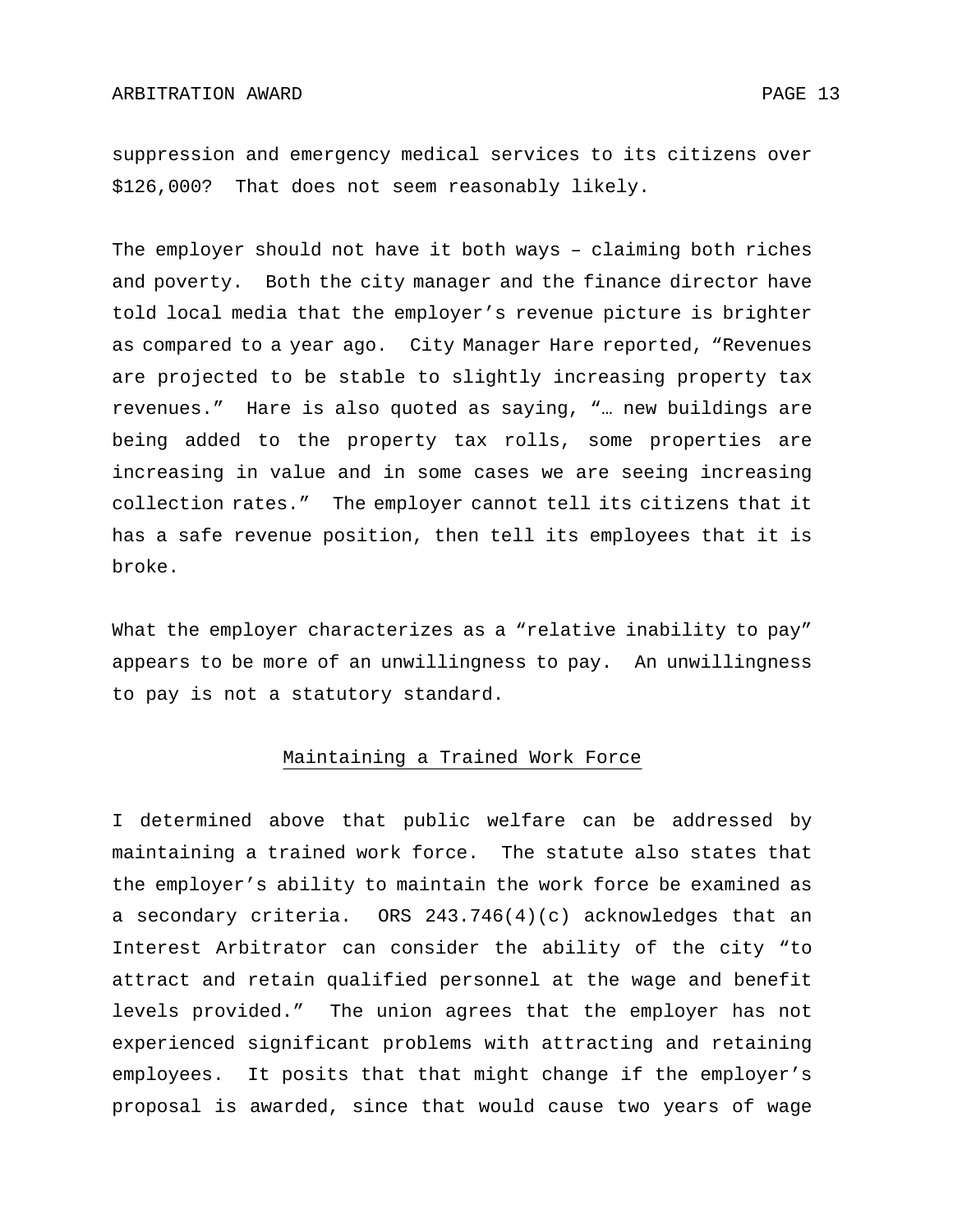suppression and emergency medical services to its citizens over $126,000? That does not seem reasonably likely.

The employer should not have it both ways – claiming both riches and poverty. Both the city manager and the finance director have told local media that the employer's revenue picture is brighter as compared to a year ago. City Manager Hare reported, "Revenues are projected to be stable to slightly increasing property tax revenues." Hare is also quoted as saying, "… new buildings are being added to the property tax rolls, some properties are increasing in value and in some cases we are seeing increasing collection rates." The employer cannot tell its citizens that it has a safe revenue position, then tell its employees that it is broke.

What the employer characterizes as a "relative inability to pay" appears to be more of an unwillingness to pay. An unwillingness to pay is not a statutory standard.

## Maintaining a Trained Work Force

I determined above that public welfare can be addressed by maintaining a trained work force. The statute also states that the employer's ability to maintain the work force be examined as a secondary criteria. ORS 243.746(4)(c) acknowledges that an Interest Arbitrator can consider the ability of the city "to attract and retain qualified personnel at the wage and benefit levels provided." The union agrees that the employer has not experienced significant problems with attracting and retaining employees. It posits that that might change if the employer's proposal is awarded, since that would cause two years of wage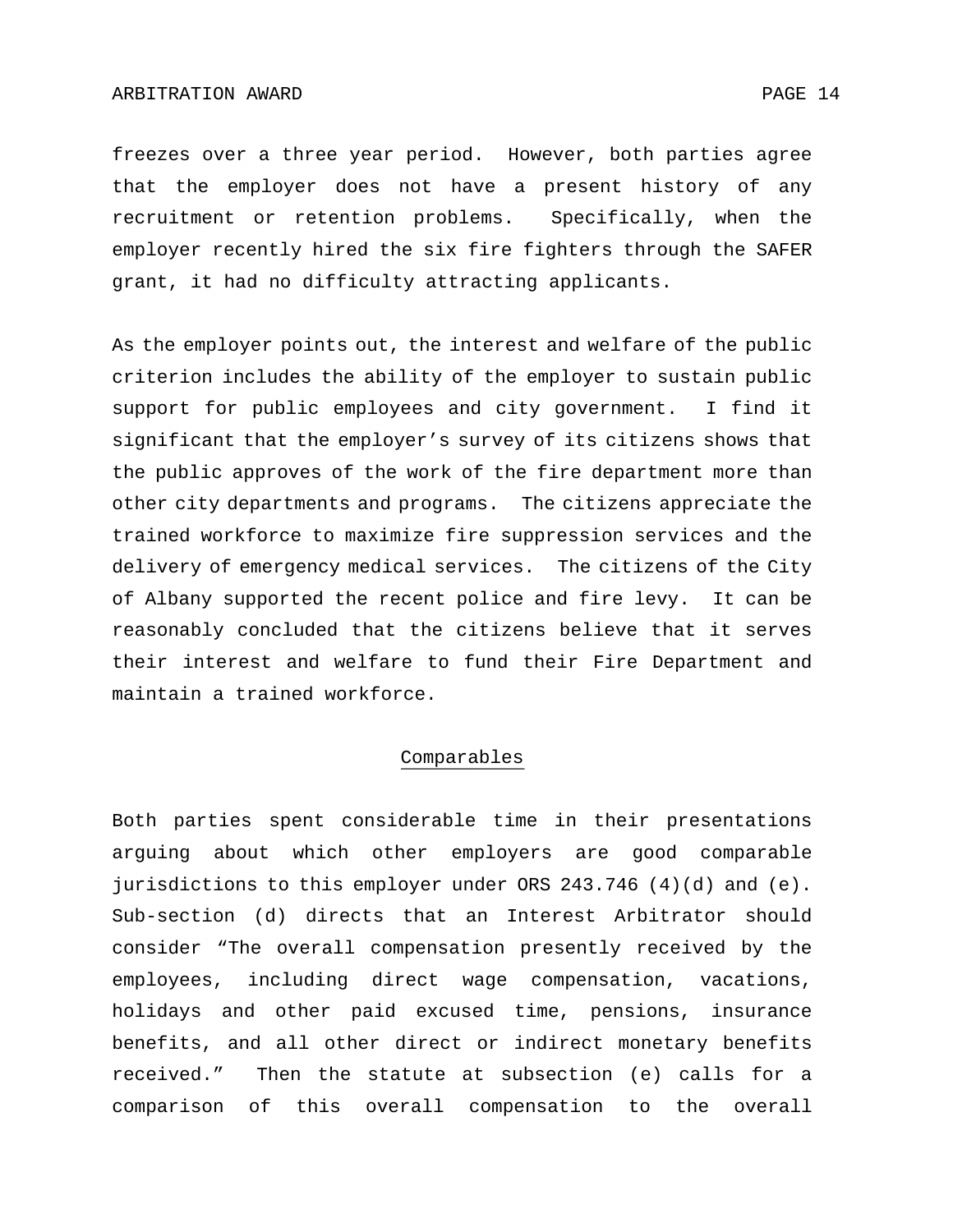freezes over a three year period. However, both parties agree that the employer does not have a present history of any recruitment or retention problems. Specifically, when the employer recently hired the six fire fighters through the SAFER grant, it had no difficulty attracting applicants.

As the employer points out, the interest and welfare of the public criterion includes the ability of the employer to sustain public support for public employees and city government. I find it significant that the employer's survey of its citizens shows that the public approves of the work of the fire department more than other city departments and programs. The citizens appreciate the trained workforce to maximize fire suppression services and the delivery of emergency medical services. The citizens of the City of Albany supported the recent police and fire levy. It can be reasonably concluded that the citizens believe that it serves their interest and welfare to fund their Fire Department and maintain a trained workforce.

## Comparables

Both parties spent considerable time in their presentations arguing about which other employers are good comparable jurisdictions to this employer under ORS 243.746 (4)(d) and (e). Sub-section (d) directs that an Interest Arbitrator should consider "The overall compensation presently received by the employees, including direct wage compensation, vacations, holidays and other paid excused time, pensions, insurance benefits, and all other direct or indirect monetary benefits received." Then the statute at subsection (e) calls for a comparison of this overall compensation to the overall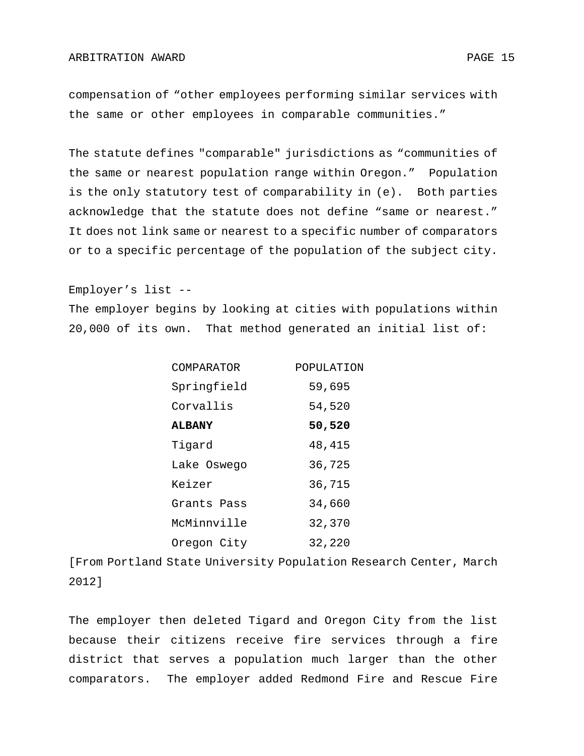compensation of "other employees performing similar services with the same or other employees in comparable communities."

The statute defines "comparable" jurisdictions as "communities of the same or nearest population range within Oregon." Population is the only statutory test of comparability in (e). Both parties acknowledge that the statute does not define "same or nearest." It does not link same or nearest to a specific number of comparators or to a specific percentage of the population of the subject city.

Employer's list --
The employer begins by looking at cities with populations within 20,000 of its own. That method generated an initial list of:

| COMPARATOR | POPULATION |
|---|---|
| Springfield | 59,695 |
| Corvallis | 54,520 |
| **ALBANY** | **50,520** |
| Tigard | 48,415 |
| Lake Oswego | 36,725 |
| Keizer | 36,715 |
| Grants Pass | 34,660 |
| McMinnville | 32,370 |
| Oregon City | 32,220 |

[From Portland State University Population Research Center, March 2012]

The employer then deleted Tigard and Oregon City from the list because their citizens receive fire services through a fire district that serves a population much larger than the other comparators. The employer added Redmond Fire and Rescue Fire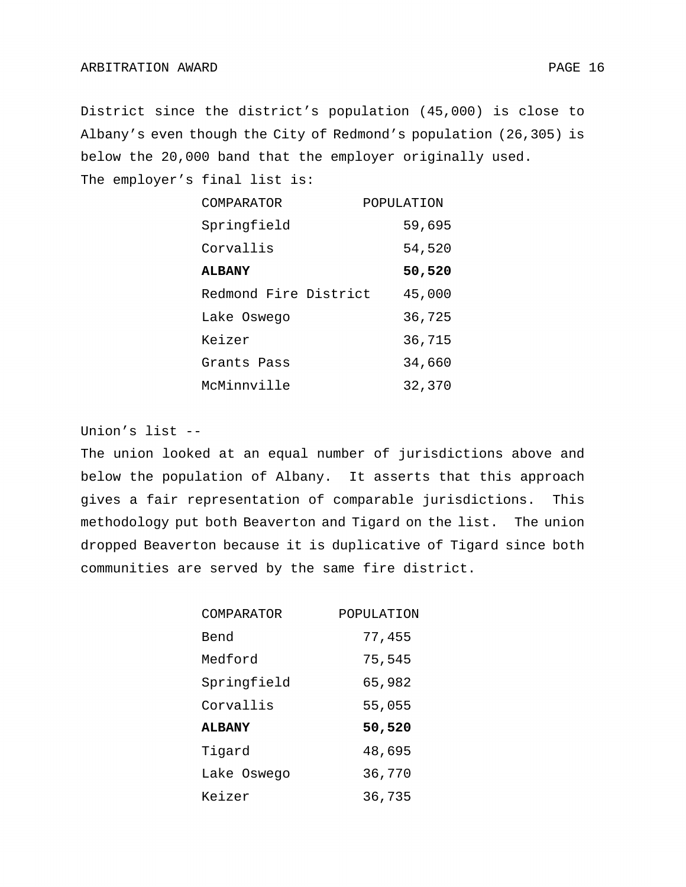District since the district's population (45,000) is close to Albany's even though the City of Redmond's population (26,305) is below the 20,000 band that the employer originally used.
The employer's final list is:

| COMPARATOR | POPULATION |
| --- | --- |
| Springfield | 59,695 |
| Corvallis | 54,520 |
| **ALBANY** | **50,520** |
| Redmond Fire District | 45,000 |
| Lake Oswego | 36,725 |
| Keizer | 36,715 |
| Grants Pass | 34,660 |
| McMinnville | 32,370 |

Union's list --
The union looked at an equal number of jurisdictions above and below the population of Albany. It asserts that this approach gives a fair representation of comparable jurisdictions. This methodology put both Beaverton and Tigard on the list. The union dropped Beaverton because it is duplicative of Tigard since both communities are served by the same fire district.

| COMPARATOR | POPULATION |
| --- | --- |
| Bend | 77,455 |
| Medford | 75,545 |
| Springfield | 65,982 |
| Corvallis | 55,055 |
| **ALBANY** | **50,520** |
| Tigard | 48,695 |
| Lake Oswego | 36,770 |
| Keizer | 36,735 |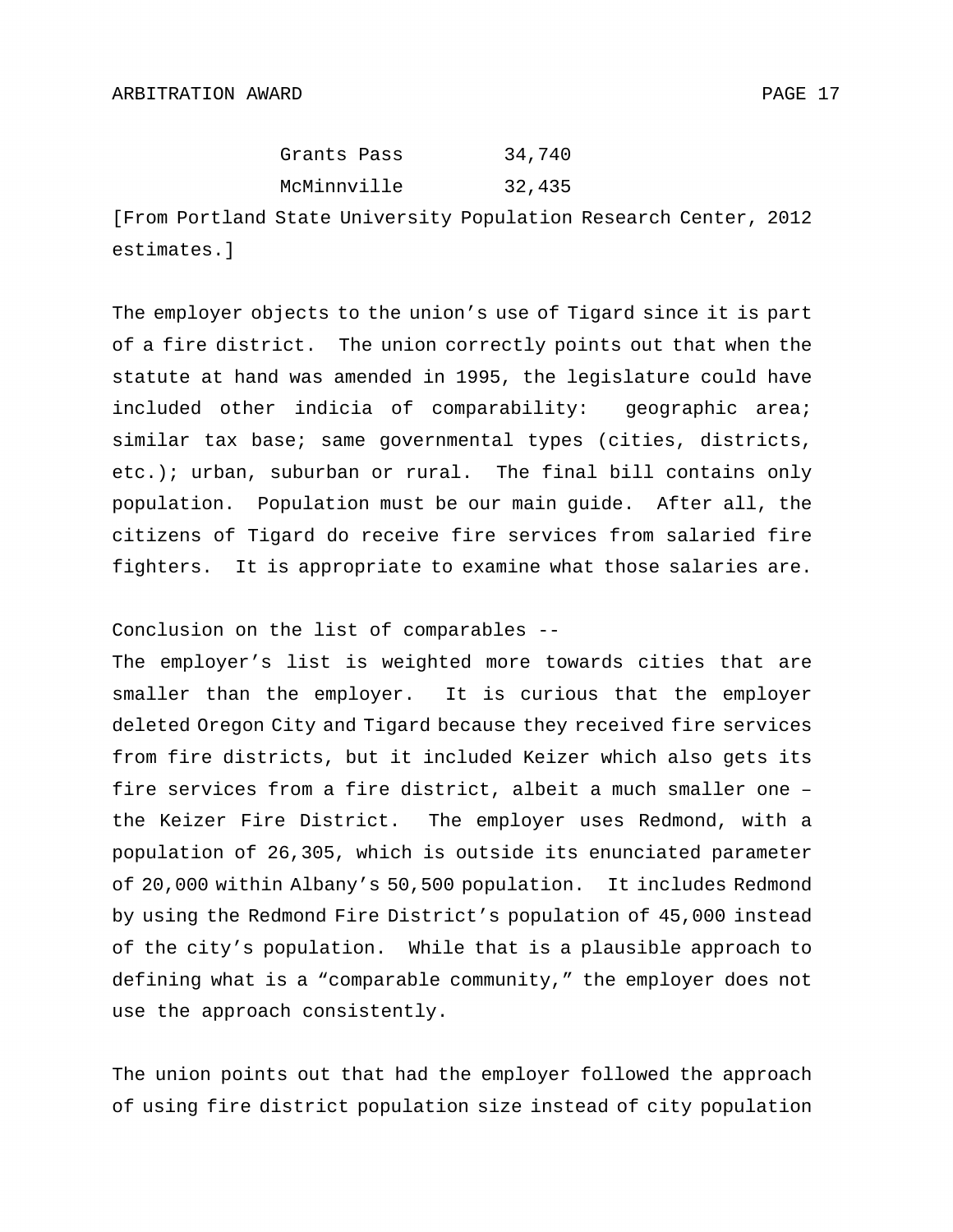| | |
|---|---|
| Grants Pass | 34,740 |
| McMinnville | 32,435 |

[From Portland State University Population Research Center, 2012 estimates.]

The employer objects to the union's use of Tigard since it is part of a fire district. The union correctly points out that when the statute at hand was amended in 1995, the legislature could have included other indicia of comparability: geographic area; similar tax base; same governmental types (cities, districts, etc.); urban, suburban or rural. The final bill contains only population. Population must be our main guide. After all, the citizens of Tigard do receive fire services from salaried fire fighters. It is appropriate to examine what those salaries are.

Conclusion on the list of comparables --
The employer's list is weighted more towards cities that are smaller than the employer. It is curious that the employer deleted Oregon City and Tigard because they received fire services from fire districts, but it included Keizer which also gets its fire services from a fire district, albeit a much smaller one – the Keizer Fire District. The employer uses Redmond, with a population of 26,305, which is outside its enunciated parameter of 20,000 within Albany's 50,500 population. It includes Redmond by using the Redmond Fire District's population of 45,000 instead of the city's population. While that is a plausible approach to defining what is a "comparable community," the employer does not use the approach consistently.

The union points out that had the employer followed the approach of using fire district population size instead of city population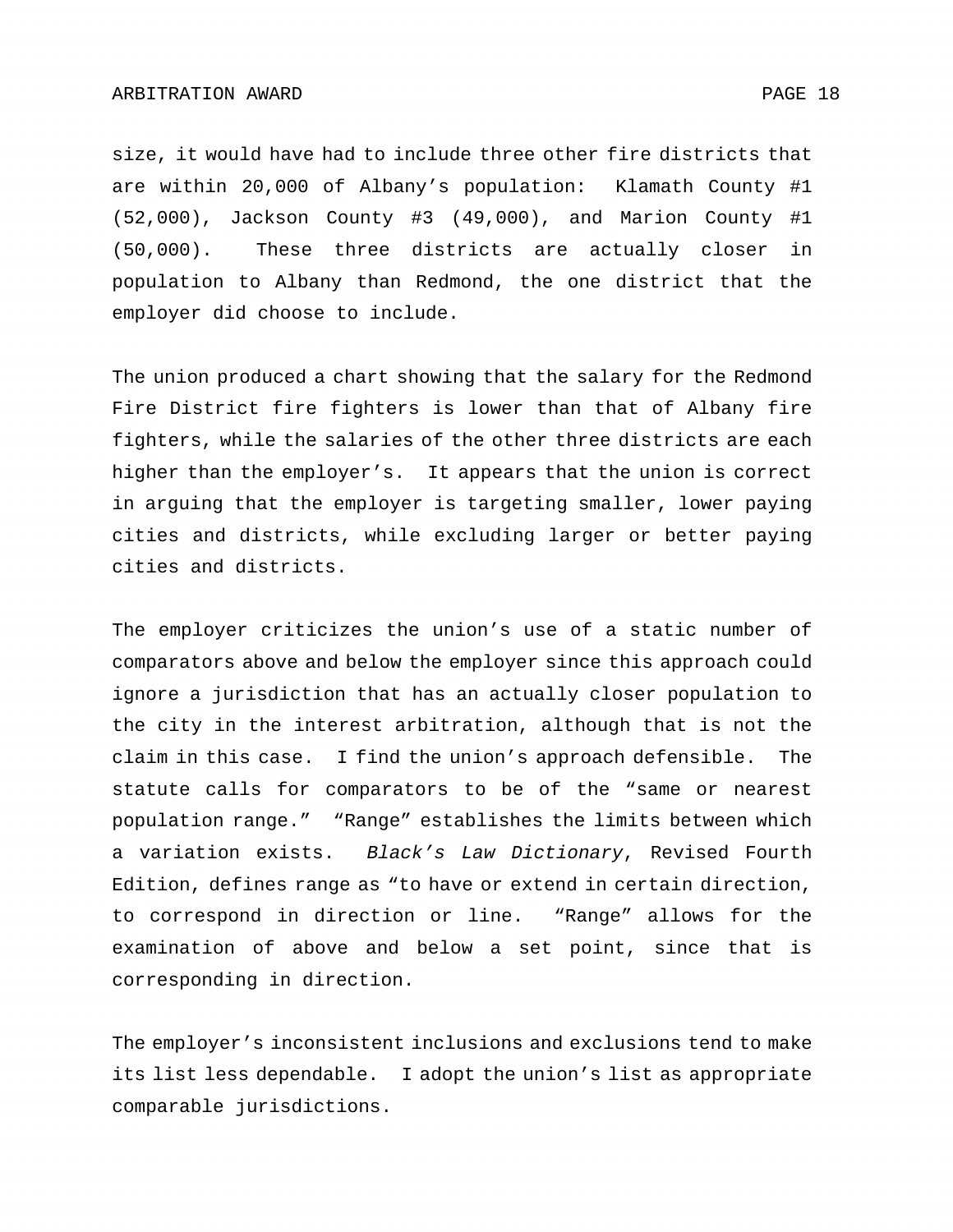size, it would have had to include three other fire districts that are within 20,000 of Albany's population: Klamath County #1 (52,000), Jackson County #3 (49,000), and Marion County #1 (50,000). These three districts are actually closer in population to Albany than Redmond, the one district that the employer did choose to include.

The union produced a chart showing that the salary for the Redmond Fire District fire fighters is lower than that of Albany fire fighters, while the salaries of the other three districts are each higher than the employer's. It appears that the union is correct in arguing that the employer is targeting smaller, lower paying cities and districts, while excluding larger or better paying cities and districts.

The employer criticizes the union's use of a static number of comparators above and below the employer since this approach could ignore a jurisdiction that has an actually closer population to the city in the interest arbitration, although that is not the claim in this case. I find the union's approach defensible. The statute calls for comparators to be of the "same or nearest population range." "Range" establishes the limits between which a variation exists. *Black's Law Dictionary*, Revised Fourth Edition, defines range as "to have or extend in certain direction, to correspond in direction or line. "Range" allows for the examination of above and below a set point, since that is corresponding in direction.

The employer's inconsistent inclusions and exclusions tend to make its list less dependable. I adopt the union's list as appropriate comparable jurisdictions.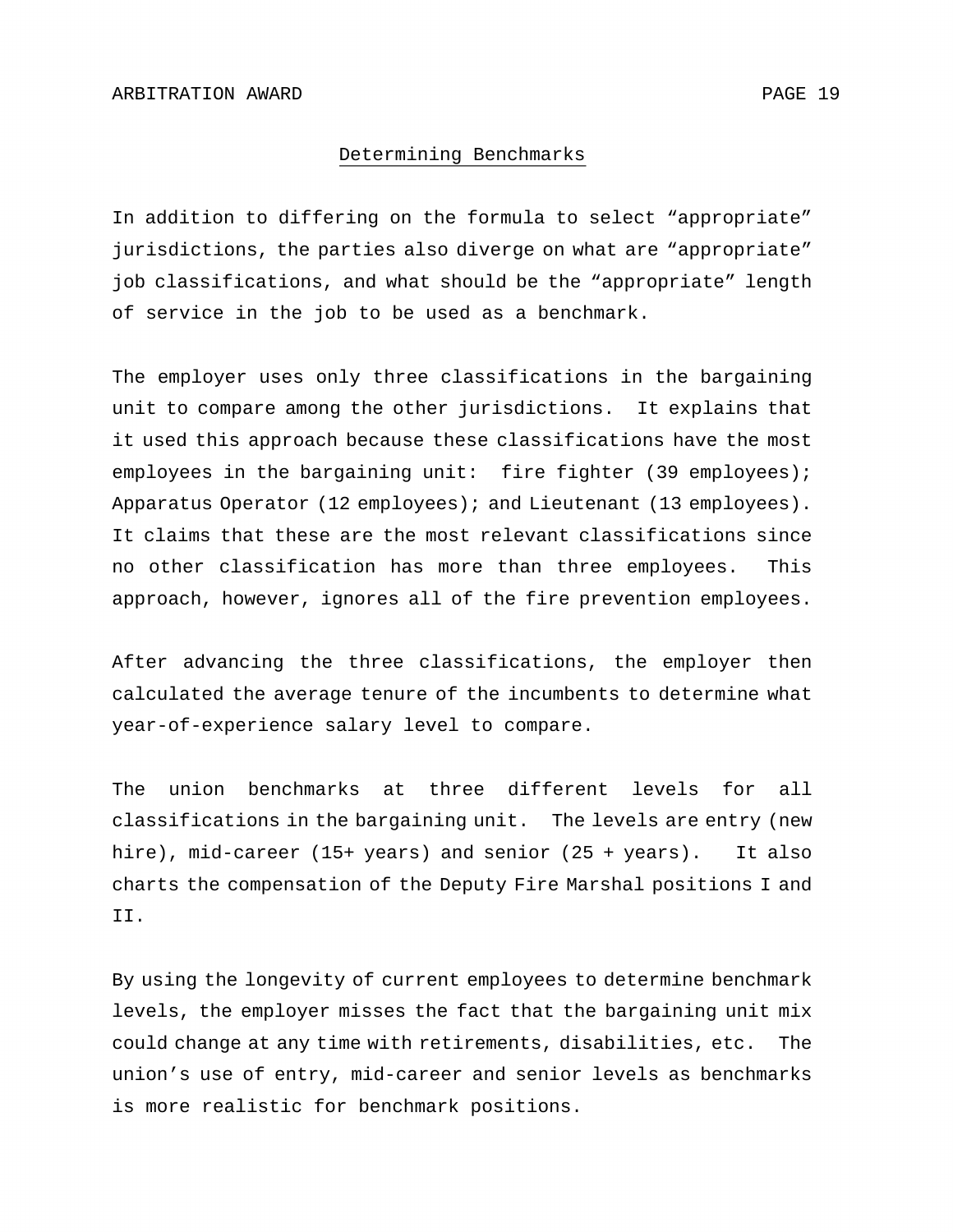## Determining Benchmarks

In addition to differing on the formula to select “appropriate” jurisdictions, the parties also diverge on what are “appropriate” job classifications, and what should be the “appropriate” length of service in the job to be used as a benchmark.

The employer uses only three classifications in the bargaining unit to compare among the other jurisdictions. It explains that it used this approach because these classifications have the most employees in the bargaining unit: fire fighter (39 employees); Apparatus Operator (12 employees); and Lieutenant (13 employees). It claims that these are the most relevant classifications since no other classification has more than three employees. This approach, however, ignores all of the fire prevention employees.

After advancing the three classifications, the employer then calculated the average tenure of the incumbents to determine what year-of-experience salary level to compare.

The union benchmarks at three different levels for all classifications in the bargaining unit. The levels are entry (new hire), mid-career (15+ years) and senior (25 + years). It also charts the compensation of the Deputy Fire Marshal positions I and II.

By using the longevity of current employees to determine benchmark levels, the employer misses the fact that the bargaining unit mix could change at any time with retirements, disabilities, etc. The union’s use of entry, mid-career and senior levels as benchmarks is more realistic for benchmark positions.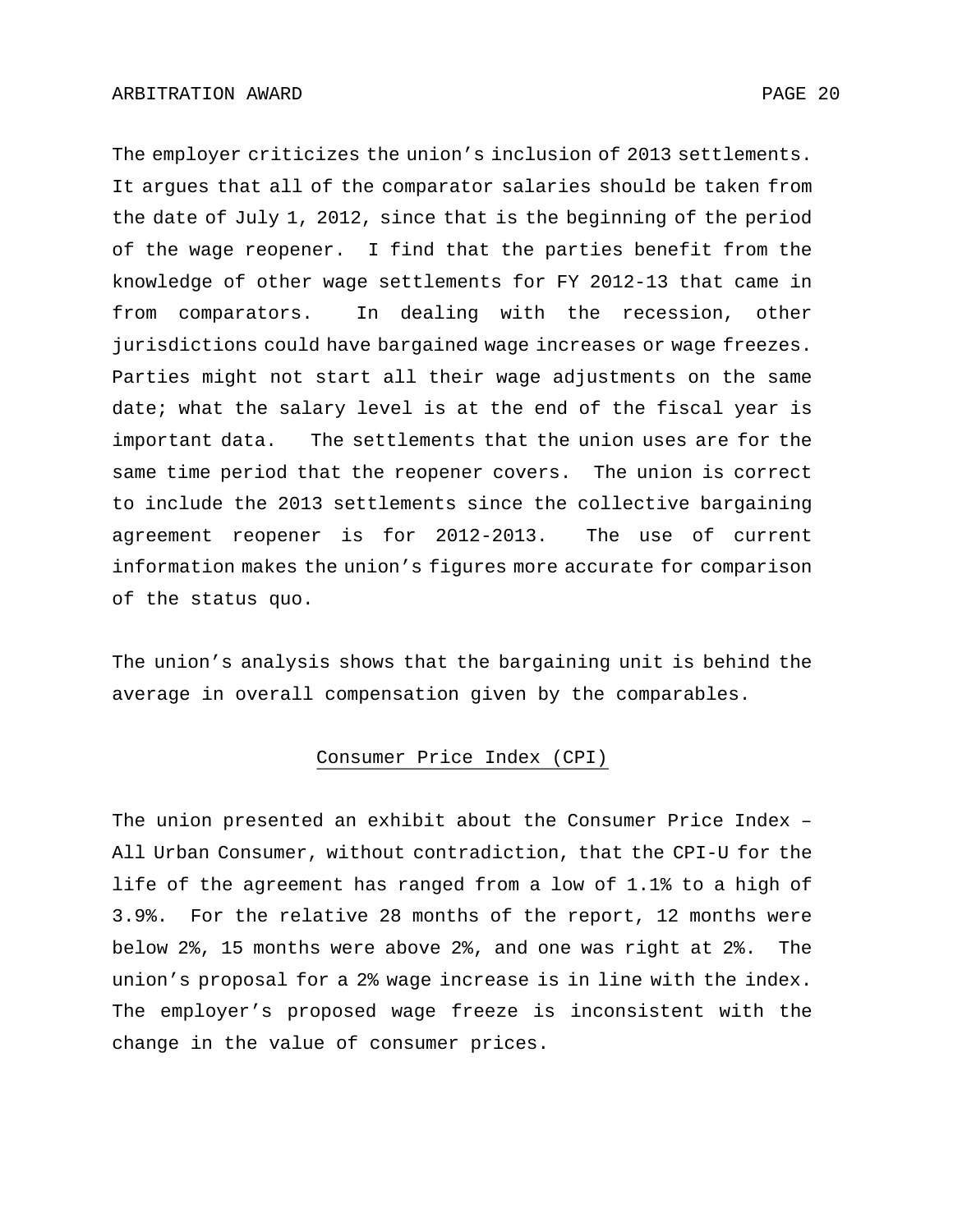The employer criticizes the union's inclusion of 2013 settlements. It argues that all of the comparator salaries should be taken from the date of July 1, 2012, since that is the beginning of the period of the wage reopener. I find that the parties benefit from the knowledge of other wage settlements for FY 2012-13 that came in from comparators. In dealing with the recession, other jurisdictions could have bargained wage increases or wage freezes. Parties might not start all their wage adjustments on the same date; what the salary level is at the end of the fiscal year is important data. The settlements that the union uses are for the same time period that the reopener covers. The union is correct to include the 2013 settlements since the collective bargaining agreement reopener is for 2012-2013. The use of current information makes the union's figures more accurate for comparison of the status quo.

The union's analysis shows that the bargaining unit is behind the average in overall compensation given by the comparables.

## Consumer Price Index (CPI)

The union presented an exhibit about the Consumer Price Index – All Urban Consumer, without contradiction, that the CPI-U for the life of the agreement has ranged from a low of 1.1% to a high of 3.9%. For the relative 28 months of the report, 12 months were below 2%, 15 months were above 2%, and one was right at 2%. The union's proposal for a 2% wage increase is in line with the index. The employer's proposed wage freeze is inconsistent with the change in the value of consumer prices.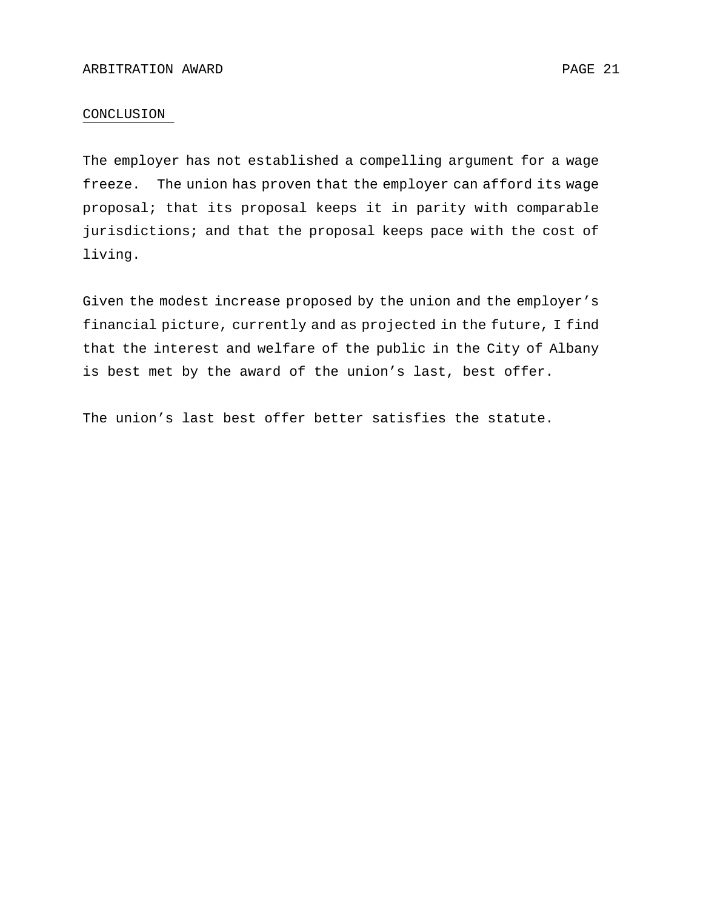## CONCLUSION

The employer has not established a compelling argument for a wage freeze. The union has proven that the employer can afford its wage proposal; that its proposal keeps it in parity with comparable jurisdictions; and that the proposal keeps pace with the cost of living.

Given the modest increase proposed by the union and the employer's financial picture, currently and as projected in the future, I find that the interest and welfare of the public in the City of Albany is best met by the award of the union's last, best offer.

The union's last best offer better satisfies the statute.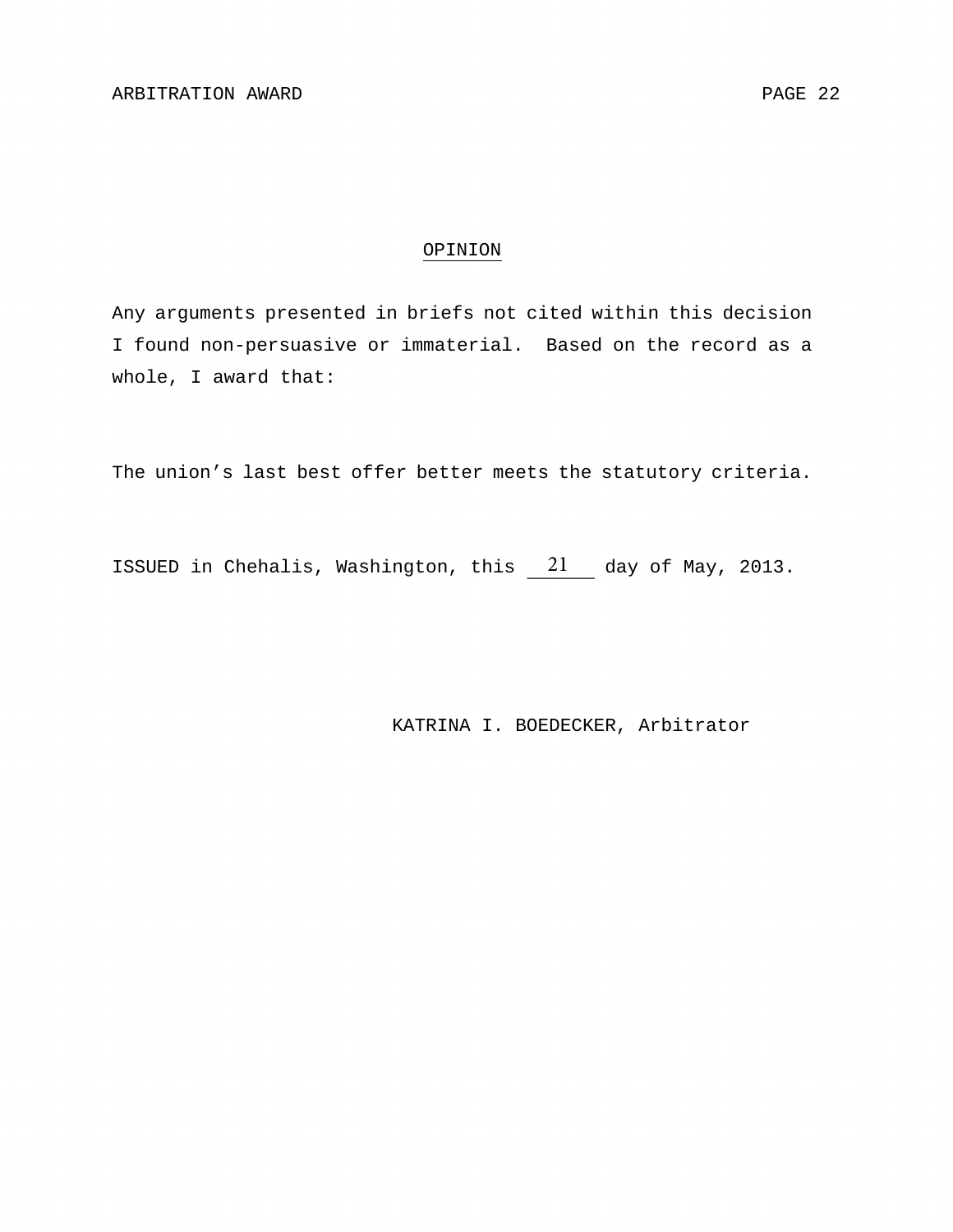## OPINION

Any arguments presented in briefs not cited within this decision I found non-persuasive or immaterial. Based on the record as a whole, I award that:

The union's last best offer better meets the statutory criteria.

ISSUED in Chehalis, Washington, this 21 day of May, 2013.

KATRINA I. BOEDECKER, Arbitrator